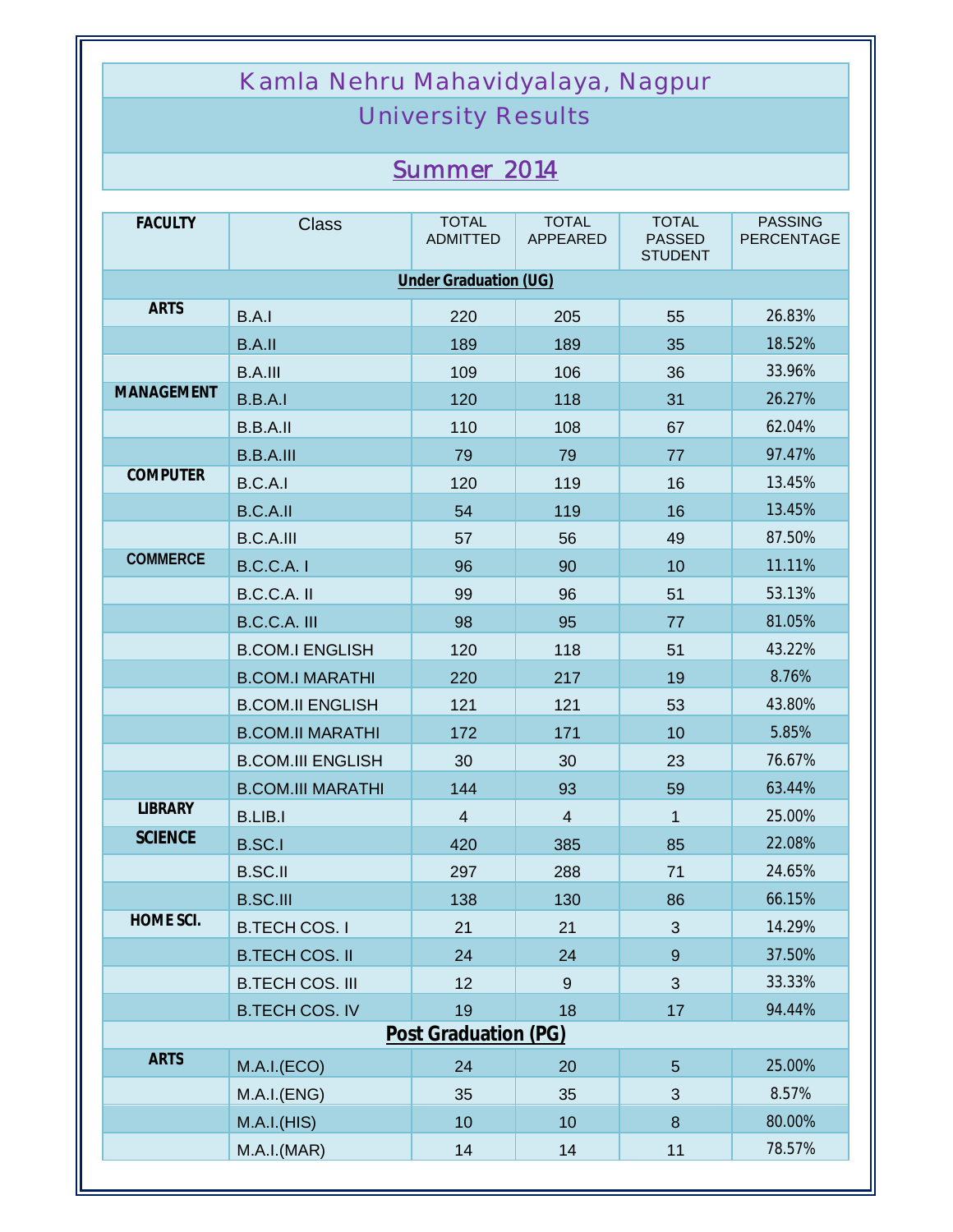# Kamla Nehru Mahavidyalaya, Nagpur

## University Results

## Summer 2014

| FACULTY | Class | TOTAL ADMITTED | TOTAL APPEARED | TOTAL PASSED STUDENT | PASSING PERCENTAGE |
|---|---|---|---|---|---|
| **Under Graduation (UG)** | | | | | |
| ARTS | B.A.I | 220 | 205 | 55 | 26.83% |
| | B.A.II | 189 | 189 | 35 | 18.52% |
| | B.A.III | 109 | 106 | 36 | 33.96% |
| MANAGEMENT | B.B.A.I | 120 | 118 | 31 | 26.27% |
| | B.B.A.II | 110 | 108 | 67 | 62.04% |
| | B.B.A.III | 79 | 79 | 77 | 97.47% |
| COMPUTER | B.C.A.I | 120 | 119 | 16 | 13.45% |
| | B.C.A.II | 54 | 119 | 16 | 13.45% |
| | B.C.A.III | 57 | 56 | 49 | 87.50% |
| COMMERCE | B.C.C.A. I | 96 | 90 | 10 | 11.11% |
| | B.C.C.A. II | 99 | 96 | 51 | 53.13% |
| | B.C.C.A. III | 98 | 95 | 77 | 81.05% |
| | B.COM.I ENGLISH | 120 | 118 | 51 | 43.22% |
| | B.COM.I MARATHI | 220 | 217 | 19 | 8.76% |
| | B.COM.II ENGLISH | 121 | 121 | 53 | 43.80% |
| | B.COM.II MARATHI | 172 | 171 | 10 | 5.85% |
| | B.COM.III ENGLISH | 30 | 30 | 23 | 76.67% |
| | B.COM.III MARATHI | 144 | 93 | 59 | 63.44% |
| LIBRARY | B.LIB.I | 4 | 4 | 1 | 25.00% |
| SCIENCE | B.SC.I | 420 | 385 | 85 | 22.08% |
| | B.SC.II | 297 | 288 | 71 | 24.65% |
| | B.SC.III | 138 | 130 | 86 | 66.15% |
| HOME SCI. | B.TECH COS. I | 21 | 21 | 3 | 14.29% |
| | B.TECH COS. II | 24 | 24 | 9 | 37.50% |
| | B.TECH COS. III | 12 | 9 | 3 | 33.33% |
| | B.TECH COS. IV | 19 | 18 | 17 | 94.44% |
| **Post Graduation (PG)** | | | | | |
| ARTS | M.A.I.(ECO) | 24 | 20 | 5 | 25.00% |
| | M.A.I.(ENG) | 35 | 35 | 3 | 8.57% |
| | M.A.I.(HIS) | 10 | 10 | 8 | 80.00% |
| | M.A.I.(MAR) | 14 | 14 | 11 | 78.57% |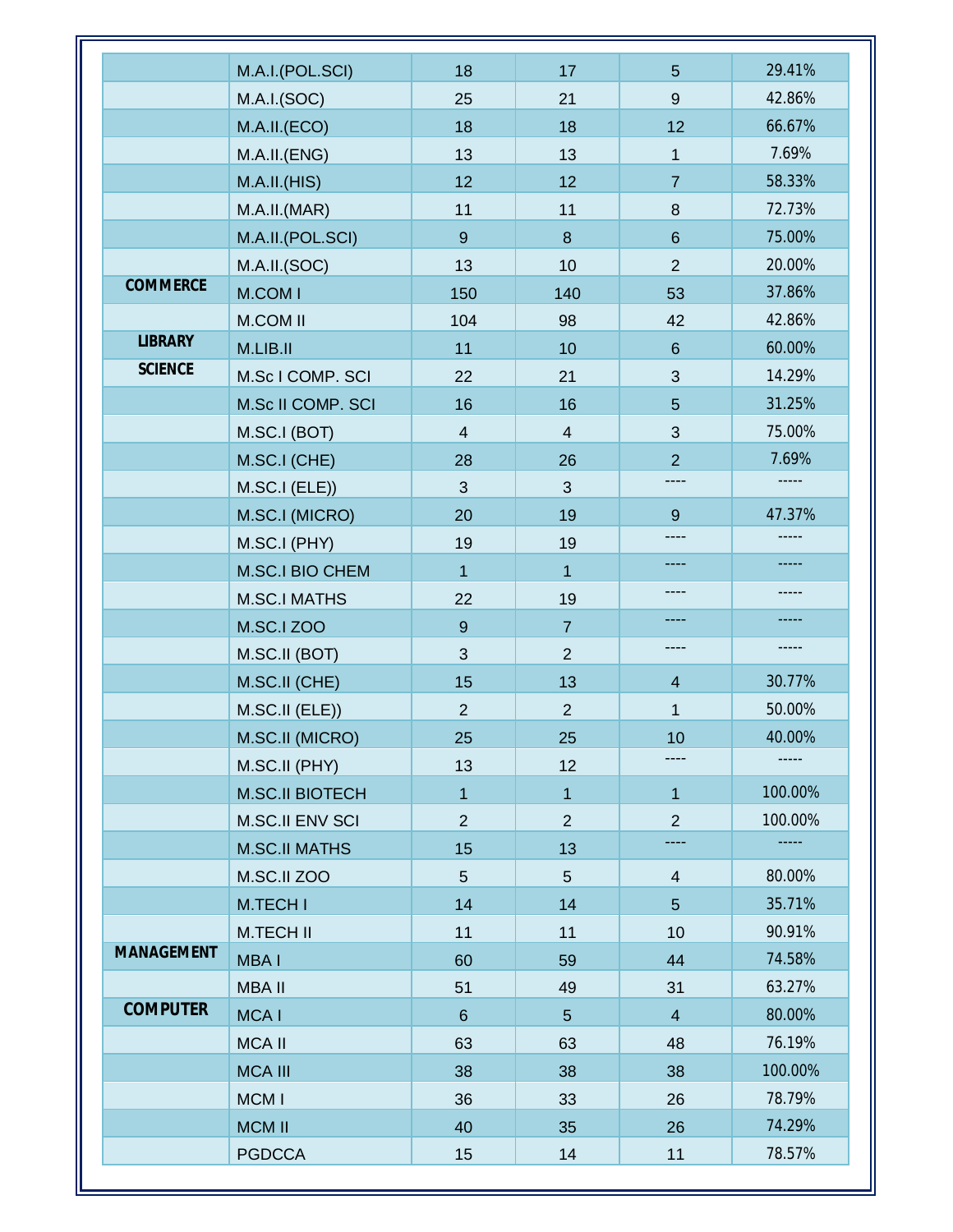| | | | | | |
|---|---|---|---|---|---|
| | M.A.I.(POL.SCI) | 18 | 17 | 5 | 29.41% |
| | M.A.I.(SOC) | 25 | 21 | 9 | 42.86% |
| | M.A.II.(ECO) | 18 | 18 | 12 | 66.67% |
| | M.A.II.(ENG) | 13 | 13 | 1 | 7.69% |
| | M.A.II.(HIS) | 12 | 12 | 7 | 58.33% |
| | M.A.II.(MAR) | 11 | 11 | 8 | 72.73% |
| | M.A.II.(POL.SCI) | 9 | 8 | 6 | 75.00% |
| | M.A.II.(SOC) | 13 | 10 | 2 | 20.00% |
| **COMMERCE** | M.COM I | 150 | 140 | 53 | 37.86% |
| | M.COM II | 104 | 98 | 42 | 42.86% |
| **LIBRARY** | M.LIB.II | 11 | 10 | 6 | 60.00% |
| **SCIENCE** | M.Sc I COMP. SCI | 22 | 21 | 3 | 14.29% |
| | M.Sc II COMP. SCI | 16 | 16 | 5 | 31.25% |
| | M.SC.I (BOT) | 4 | 4 | 3 | 75.00% |
| | M.SC.I (CHE) | 28 | 26 | 2 | 7.69% |
| | M.SC.I (ELE)) | 3 | 3 | ---- | ----- |
| | M.SC.I (MICRO) | 20 | 19 | 9 | 47.37% |
| | M.SC.I (PHY) | 19 | 19 | ---- | ----- |
| | M.SC.I BIO CHEM | 1 | 1 | ---- | ----- |
| | M.SC.I MATHS | 22 | 19 | ---- | ----- |
| | M.SC.I ZOO | 9 | 7 | ---- | ----- |
| | M.SC.II (BOT) | 3 | 2 | ---- | ----- |
| | M.SC.II (CHE) | 15 | 13 | 4 | 30.77% |
| | M.SC.II (ELE)) | 2 | 2 | 1 | 50.00% |
| | M.SC.II (MICRO) | 25 | 25 | 10 | 40.00% |
| | M.SC.II (PHY) | 13 | 12 | ---- | ----- |
| | M.SC.II BIOTECH | 1 | 1 | 1 | 100.00% |
| | M.SC.II ENV SCI | 2 | 2 | 2 | 100.00% |
| | M.SC.II MATHS | 15 | 13 | ---- | ----- |
| | M.SC.II ZOO | 5 | 5 | 4 | 80.00% |
| | M.TECH I | 14 | 14 | 5 | 35.71% |
| | M.TECH II | 11 | 11 | 10 | 90.91% |
| **MANAGEMENT** | MBA I | 60 | 59 | 44 | 74.58% |
| | MBA II | 51 | 49 | 31 | 63.27% |
| **COMPUTER** | MCA I | 6 | 5 | 4 | 80.00% |
| | MCA II | 63 | 63 | 48 | 76.19% |
| | MCA III | 38 | 38 | 38 | 100.00% |
| | MCM I | 36 | 33 | 26 | 78.79% |
| | MCM II | 40 | 35 | 26 | 74.29% |
| | PGDCCA | 15 | 14 | 11 | 78.57% |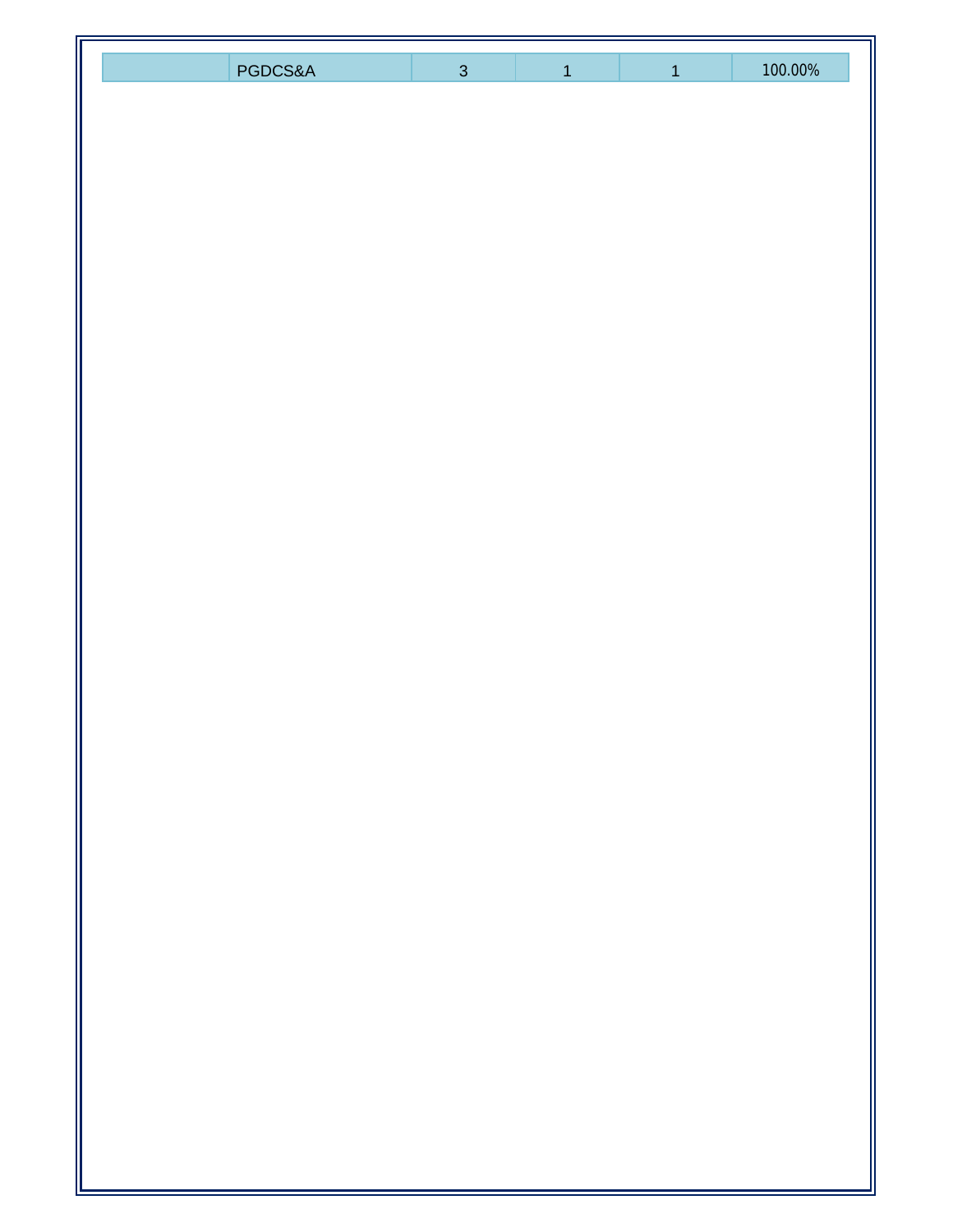| | | | | | |
|---|---|---|---|---|---|
| | PGDCS&A | 3 | 1 | 1 | 100.00% |